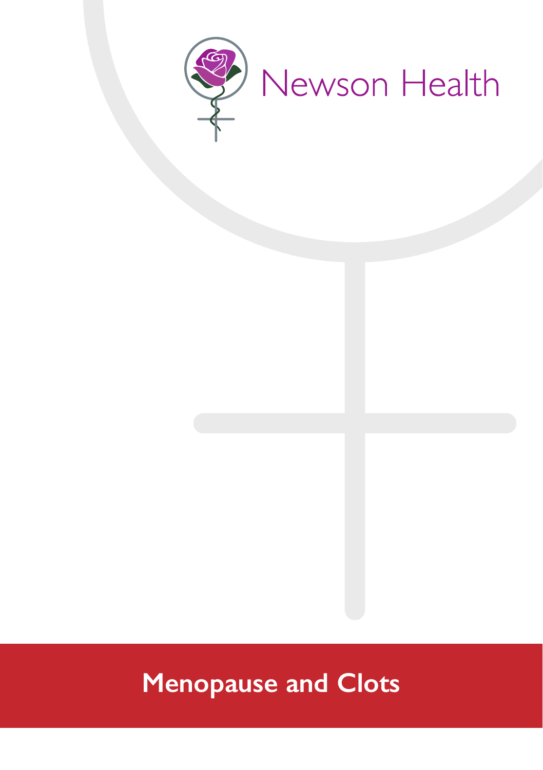Newson Health

# Menopause and Clots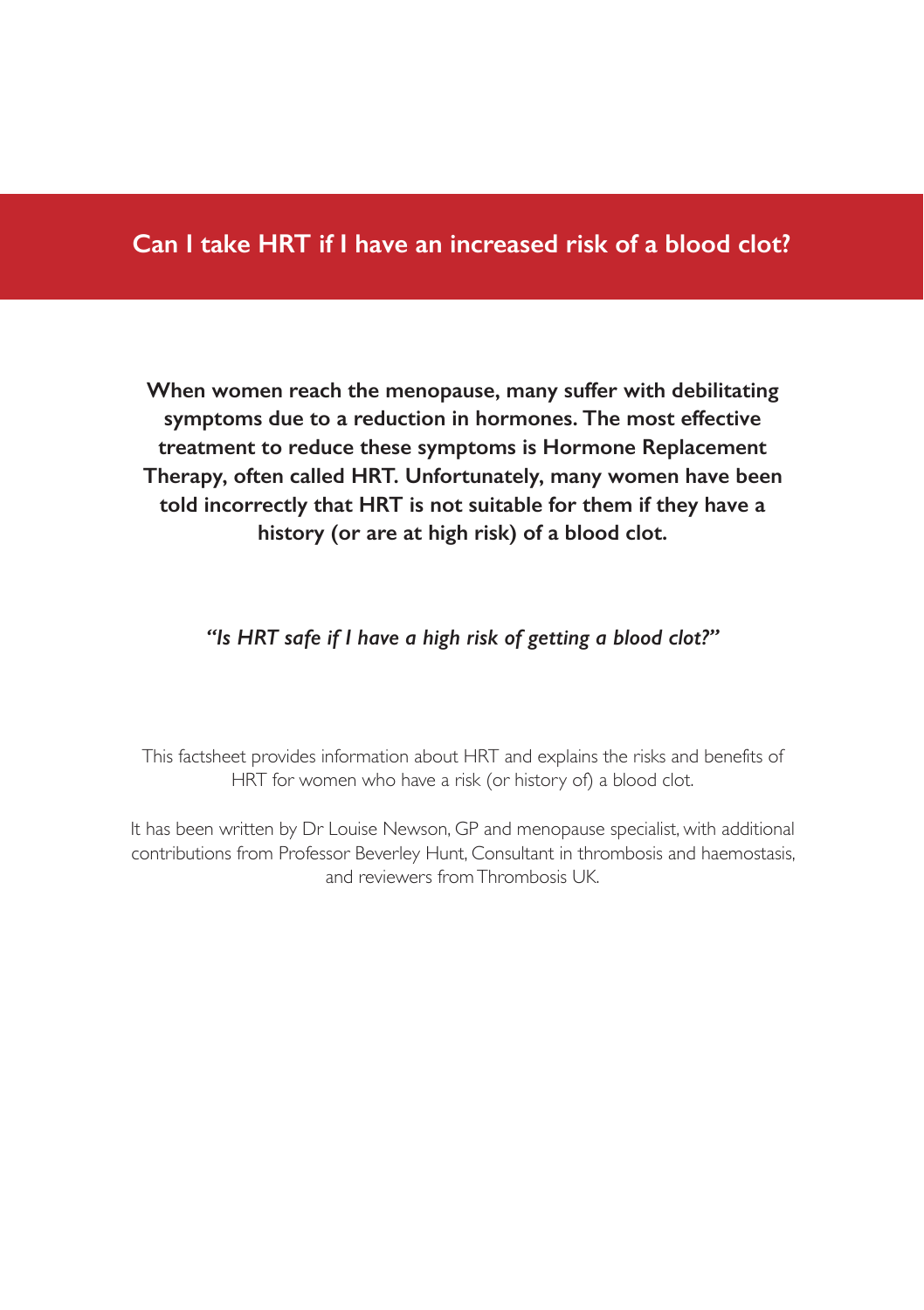# Can I take HRT if I have an increased risk of a blood clot?

**When women reach the menopause, many suffer with debilitating symptoms due to a reduction in hormones. The most effective treatment to reduce these symptoms is Hormone Replacement Therapy, often called HRT. Unfortunately, many women have been told incorrectly that HRT is not suitable for them if they have a history (or are at high risk) of a blood clot.**

***"Is HRT safe if I have a high risk of getting a blood clot?"***

This factsheet provides information about HRT and explains the risks and benefits of HRT for women who have a risk (or history of) a blood clot.

It has been written by Dr Louise Newson, GP and menopause specialist, with additional contributions from Professor Beverley Hunt, Consultant in thrombosis and haemostasis, and reviewers from Thrombosis UK.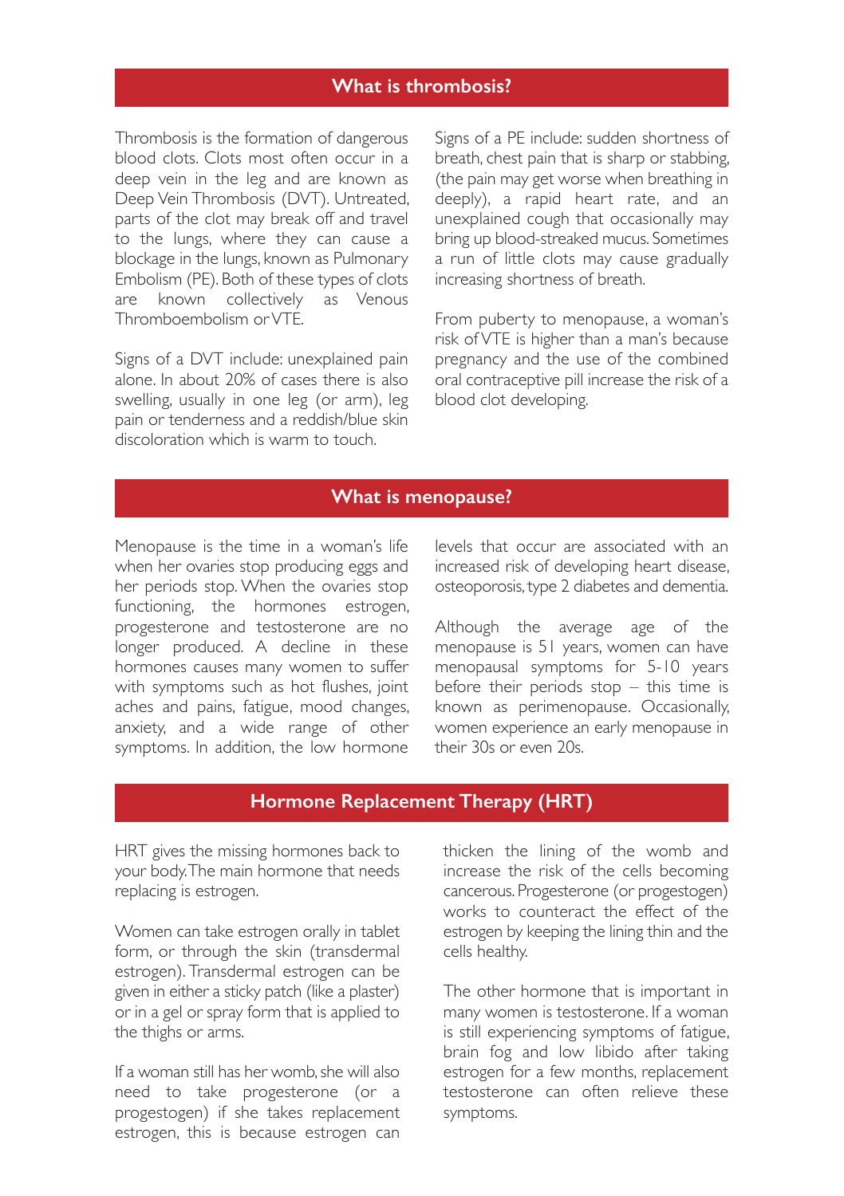## What is thrombosis?

Thrombosis is the formation of dangerous blood clots. Clots most often occur in a deep vein in the leg and are known as Deep Vein Thrombosis (DVT). Untreated, parts of the clot may break off and travel to the lungs, where they can cause a blockage in the lungs, known as Pulmonary Embolism (PE). Both of these types of clots are known collectively as Venous Thromboembolism or VTE.

Signs of a DVT include: unexplained pain alone. In about 20% of cases there is also swelling, usually in one leg (or arm), leg pain or tenderness and a reddish/blue skin discoloration which is warm to touch.

Signs of a PE include: sudden shortness of breath, chest pain that is sharp or stabbing, (the pain may get worse when breathing in deeply), a rapid heart rate, and an unexplained cough that occasionally may bring up blood-streaked mucus. Sometimes a run of little clots may cause gradually increasing shortness of breath.

From puberty to menopause, a woman's risk of VTE is higher than a man's because pregnancy and the use of the combined oral contraceptive pill increase the risk of a blood clot developing.

## What is menopause?

Menopause is the time in a woman's life when her ovaries stop producing eggs and her periods stop. When the ovaries stop functioning, the hormones estrogen, progesterone and testosterone are no longer produced. A decline in these hormones causes many women to suffer with symptoms such as hot flushes, joint aches and pains, fatigue, mood changes, anxiety, and a wide range of other symptoms. In addition, the low hormone levels that occur are associated with an increased risk of developing heart disease, osteoporosis, type 2 diabetes and dementia.

Although the average age of the menopause is 51 years, women can have menopausal symptoms for 5-10 years before their periods stop – this time is known as perimenopause. Occasionally, women experience an early menopause in their 30s or even 20s.

## Hormone Replacement Therapy (HRT)

HRT gives the missing hormones back to your body. The main hormone that needs replacing is estrogen.

Women can take estrogen orally in tablet form, or through the skin (transdermal estrogen). Transdermal estrogen can be given in either a sticky patch (like a plaster) or in a gel or spray form that is applied to the thighs or arms.

If a woman still has her womb, she will also need to take progesterone (or a progestogen) if she takes replacement estrogen, this is because estrogen can thicken the lining of the womb and increase the risk of the cells becoming cancerous. Progesterone (or progestogen) works to counteract the effect of the estrogen by keeping the lining thin and the cells healthy.

The other hormone that is important in many women is testosterone. If a woman is still experiencing symptoms of fatigue, brain fog and low libido after taking estrogen for a few months, replacement testosterone can often relieve these symptoms.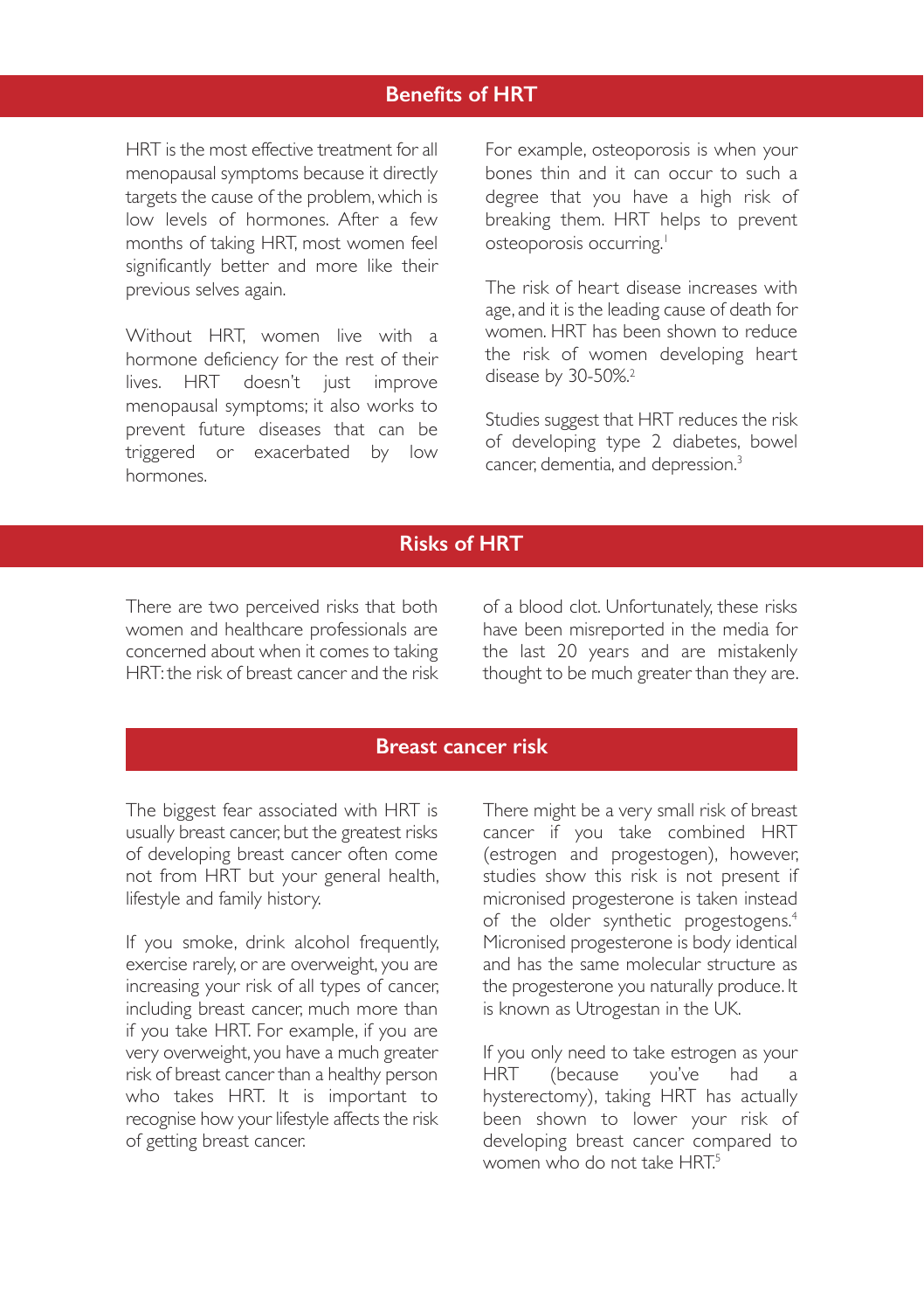## Benefits of HRT

HRT is the most effective treatment for all menopausal symptoms because it directly targets the cause of the problem, which is low levels of hormones. After a few months of taking HRT, most women feel significantly better and more like their previous selves again.

Without HRT, women live with a hormone deficiency for the rest of their lives. HRT doesn't just improve menopausal symptoms; it also works to prevent future diseases that can be triggered or exacerbated by low hormones.

For example, osteoporosis is when your bones thin and it can occur to such a degree that you have a high risk of breaking them. HRT helps to prevent osteoporosis occurring.[1]

The risk of heart disease increases with age, and it is the leading cause of death for women. HRT has been shown to reduce the risk of women developing heart disease by 30-50%.[2]

Studies suggest that HRT reduces the risk of developing type 2 diabetes, bowel cancer, dementia, and depression.[3]

## Risks of HRT

There are two perceived risks that both women and healthcare professionals are concerned about when it comes to taking HRT: the risk of breast cancer and the risk of a blood clot. Unfortunately, these risks have been misreported in the media for the last 20 years and are mistakenly thought to be much greater than they are.

### Breast cancer risk

The biggest fear associated with HRT is usually breast cancer, but the greatest risks of developing breast cancer often come not from HRT but your general health, lifestyle and family history.

If you smoke, drink alcohol frequently, exercise rarely, or are overweight, you are increasing your risk of all types of cancer, including breast cancer, much more than if you take HRT. For example, if you are very overweight, you have a much greater risk of breast cancer than a healthy person who takes HRT. It is important to recognise how your lifestyle affects the risk of getting breast cancer.

There might be a very small risk of breast cancer if you take combined HRT (estrogen and progestogen), however, studies show this risk is not present if micronised progesterone is taken instead of the older synthetic progestogens.[4] Micronised progesterone is body identical and has the same molecular structure as the progesterone you naturally produce. It is known as Utrogestan in the UK.

If you only need to take estrogen as your HRT (because you've had a hysterectomy), taking HRT has actually been shown to lower your risk of developing breast cancer compared to women who do not take HRT.[5]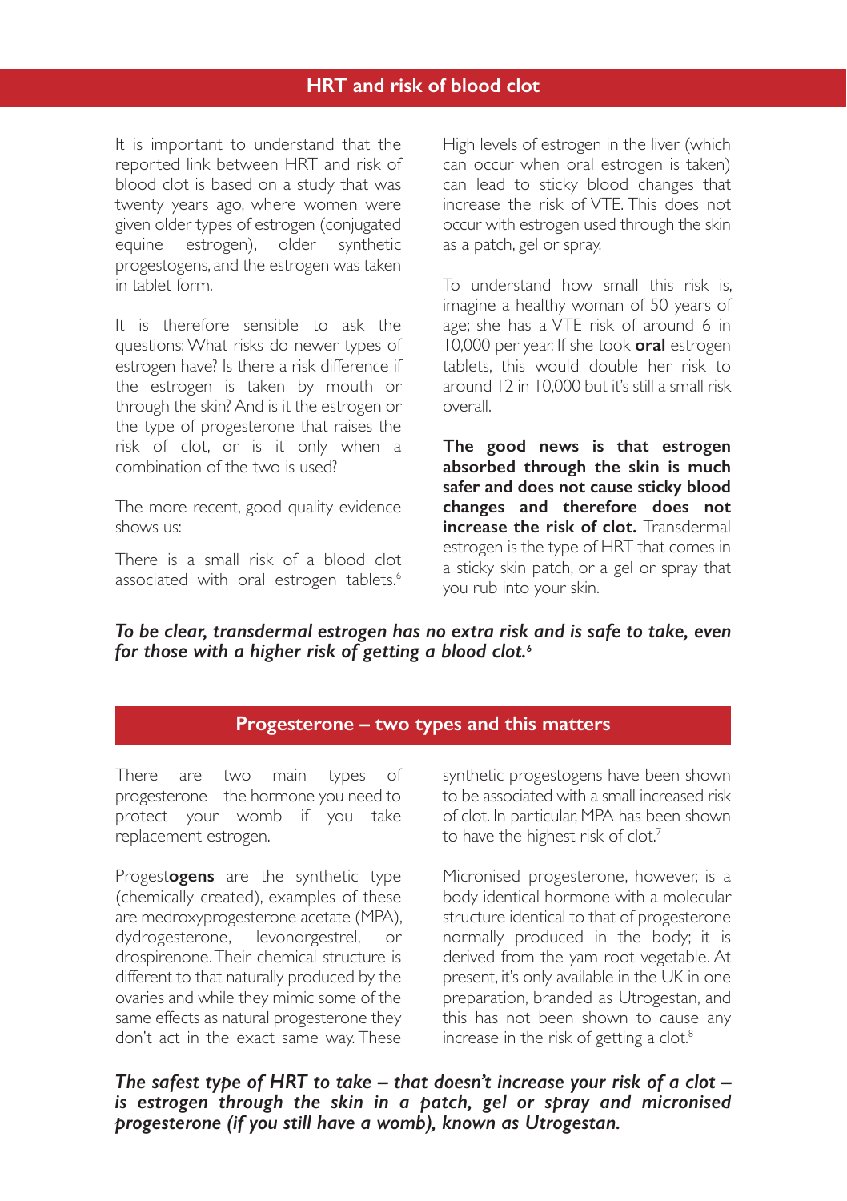## HRT and risk of blood clot

It is important to understand that the reported link between HRT and risk of blood clot is based on a study that was twenty years ago, where women were given older types of estrogen (conjugated equine estrogen), older synthetic progestogens, and the estrogen was taken in tablet form.

It is therefore sensible to ask the questions: What risks do newer types of estrogen have? Is there a risk difference if the estrogen is taken by mouth or through the skin? And is it the estrogen or the type of progesterone that raises the risk of clot, or is it only when a combination of the two is used?

The more recent, good quality evidence shows us:

There is a small risk of a blood clot associated with oral estrogen tablets.[6]

High levels of estrogen in the liver (which can occur when oral estrogen is taken) can lead to sticky blood changes that increase the risk of VTE. This does not occur with estrogen used through the skin as a patch, gel or spray.

To understand how small this risk is, imagine a healthy woman of 50 years of age; she has a VTE risk of around 6 in 10,000 per year. If she took **oral** estrogen tablets, this would double her risk to around 12 in 10,000 but it's still a small risk overall.

**The good news is that estrogen absorbed through the skin is much safer and does not cause sticky blood changes and therefore does not increase the risk of clot.** Transdermal estrogen is the type of HRT that comes in a sticky skin patch, or a gel or spray that you rub into your skin.

***To be clear, transdermal estrogen has no extra risk and is safe to take, even for those with a higher risk of getting a blood clot.[6]***

## Progesterone – two types and this matters

There are two main types of progesterone – the hormone you need to protect your womb if you take replacement estrogen.

Progest**ogens** are the synthetic type (chemically created), examples of these are medroxyprogesterone acetate (MPA), dydrogesterone, levonorgestrel, or drospirenone. Their chemical structure is different to that naturally produced by the ovaries and while they mimic some of the same effects as natural progesterone they don't act in the exact same way. These synthetic progestogens have been shown to be associated with a small increased risk of clot. In particular, MPA has been shown to have the highest risk of clot.[7]

Micronised progesterone, however, is a body identical hormone with a molecular structure identical to that of progesterone normally produced in the body; it is derived from the yam root vegetable. At present, it's only available in the UK in one preparation, branded as Utrogestan, and this has not been shown to cause any increase in the risk of getting a clot.[8]

***The safest type of HRT to take – that doesn't increase your risk of a clot – is estrogen through the skin in a patch, gel or spray and micronised progesterone (if you still have a womb), known as Utrogestan.***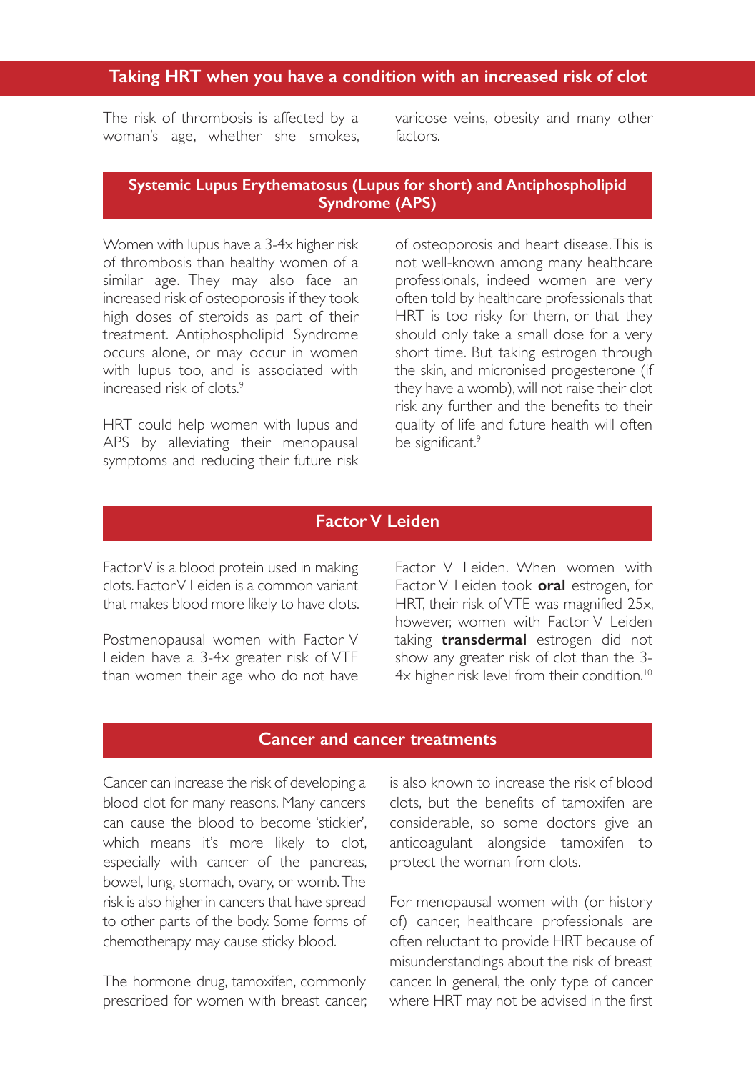## Taking HRT when you have a condition with an increased risk of clot

The risk of thrombosis is affected by a woman's age, whether she smokes, varicose veins, obesity and many other factors.

### Systemic Lupus Erythematosus (Lupus for short) and Antiphospholipid Syndrome (APS)

Women with lupus have a 3-4x higher risk of thrombosis than healthy women of a similar age. They may also face an increased risk of osteoporosis if they took high doses of steroids as part of their treatment. Antiphospholipid Syndrome occurs alone, or may occur in women with lupus too, and is associated with increased risk of clots.[9]

HRT could help women with lupus and APS by alleviating their menopausal symptoms and reducing their future risk of osteoporosis and heart disease. This is not well-known among many healthcare professionals, indeed women are very often told by healthcare professionals that HRT is too risky for them, or that they should only take a small dose for a very short time. But taking estrogen through the skin, and micronised progesterone (if they have a womb), will not raise their clot risk any further and the benefits to their quality of life and future health will often be significant.[9]

### Factor V Leiden

Factor V is a blood protein used in making clots. Factor V Leiden is a common variant that makes blood more likely to have clots.

Postmenopausal women with Factor V Leiden have a 3-4x greater risk of VTE than women their age who do not have Factor V Leiden. When women with Factor V Leiden took **oral** estrogen, for HRT, their risk of VTE was magnified 25x, however, women with Factor V Leiden taking **transdermal** estrogen did not show any greater risk of clot than the 3-4x higher risk level from their condition.[10]

### Cancer and cancer treatments

Cancer can increase the risk of developing a blood clot for many reasons. Many cancers can cause the blood to become 'stickier', which means it's more likely to clot, especially with cancer of the pancreas, bowel, lung, stomach, ovary, or womb. The risk is also higher in cancers that have spread to other parts of the body. Some forms of chemotherapy may cause sticky blood.

The hormone drug, tamoxifen, commonly prescribed for women with breast cancer, is also known to increase the risk of blood clots, but the benefits of tamoxifen are considerable, so some doctors give an anticoagulant alongside tamoxifen to protect the woman from clots.

For menopausal women with (or history of) cancer, healthcare professionals are often reluctant to provide HRT because of misunderstandings about the risk of breast cancer. In general, the only type of cancer where HRT may not be advised in the first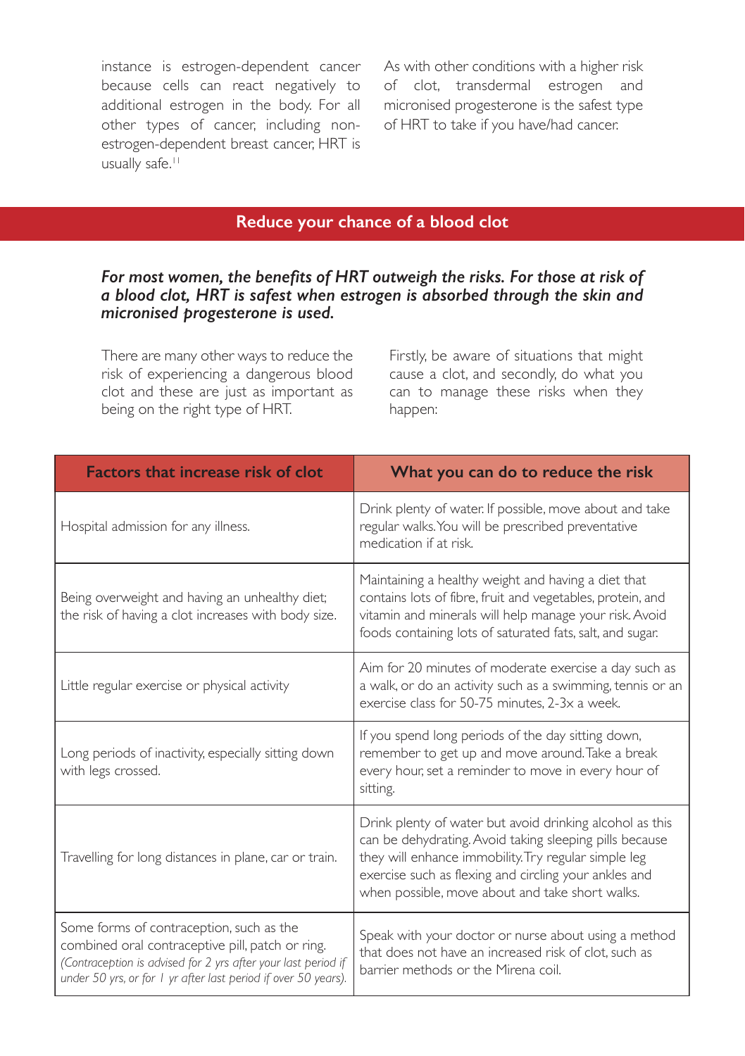instance is estrogen-dependent cancer because cells can react negatively to additional estrogen in the body. For all other types of cancer, including non-estrogen-dependent breast cancer, HRT is usually safe.[11]

As with other conditions with a higher risk of clot, transdermal estrogen and micronised progesterone is the safest type of HRT to take if you have/had cancer.

## Reduce your chance of a blood clot

***For most women, the benefits of HRT outweigh the risks. For those at risk of a blood clot, HRT is safest when estrogen is absorbed through the skin and micronised progesterone is used.***

There are many other ways to reduce the risk of experiencing a dangerous blood clot and these are just as important as being on the right type of HRT.

Firstly, be aware of situations that might cause a clot, and secondly, do what you can to manage these risks when they happen:

| Factors that increase risk of clot | What you can do to reduce the risk |
|---|---|
| Hospital admission for any illness. | Drink plenty of water. If possible, move about and take regular walks. You will be prescribed preventative medication if at risk. |
| Being overweight and having an unhealthy diet; the risk of having a clot increases with body size. | Maintaining a healthy weight and having a diet that contains lots of fibre, fruit and vegetables, protein, and vitamin and minerals will help manage your risk. Avoid foods containing lots of saturated fats, salt, and sugar. |
| Little regular exercise or physical activity | Aim for 20 minutes of moderate exercise a day such as a walk, or do an activity such as a swimming, tennis or an exercise class for 50-75 minutes, 2-3x a week. |
| Long periods of inactivity, especially sitting down with legs crossed. | If you spend long periods of the day sitting down, remember to get up and move around. Take a break every hour, set a reminder to move in every hour of sitting. |
| Travelling for long distances in plane, car or train. | Drink plenty of water but avoid drinking alcohol as this can be dehydrating. Avoid taking sleeping pills because they will enhance immobility. Try regular simple leg exercise such as flexing and circling your ankles and when possible, move about and take short walks. |
| Some forms of contraception, such as the combined oral contraceptive pill, patch or ring. *(Contraception is advised for 2 yrs after your last period if under 50 yrs, or for 1 yr after last period if over 50 years).* | Speak with your doctor or nurse about using a method that does not have an increased risk of clot, such as barrier methods or the Mirena coil. |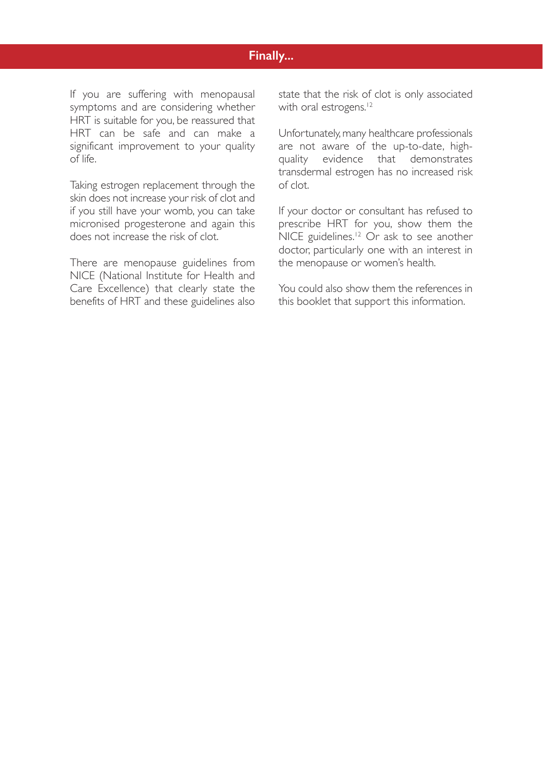## Finally...

If you are suffering with menopausal symptoms and are considering whether HRT is suitable for you, be reassured that HRT can be safe and can make a significant improvement to your quality of life.

Taking estrogen replacement through the skin does not increase your risk of clot and if you still have your womb, you can take micronised progesterone and again this does not increase the risk of clot.

There are menopause guidelines from NICE (National Institute for Health and Care Excellence) that clearly state the benefits of HRT and these guidelines also state that the risk of clot is only associated with oral estrogens.[12]

Unfortunately, many healthcare professionals are not aware of the up-to-date, high-quality evidence that demonstrates transdermal estrogen has no increased risk of clot.

If your doctor or consultant has refused to prescribe HRT for you, show them the NICE guidelines.[12] Or ask to see another doctor, particularly one with an interest in the menopause or women's health.

You could also show them the references in this booklet that support this information.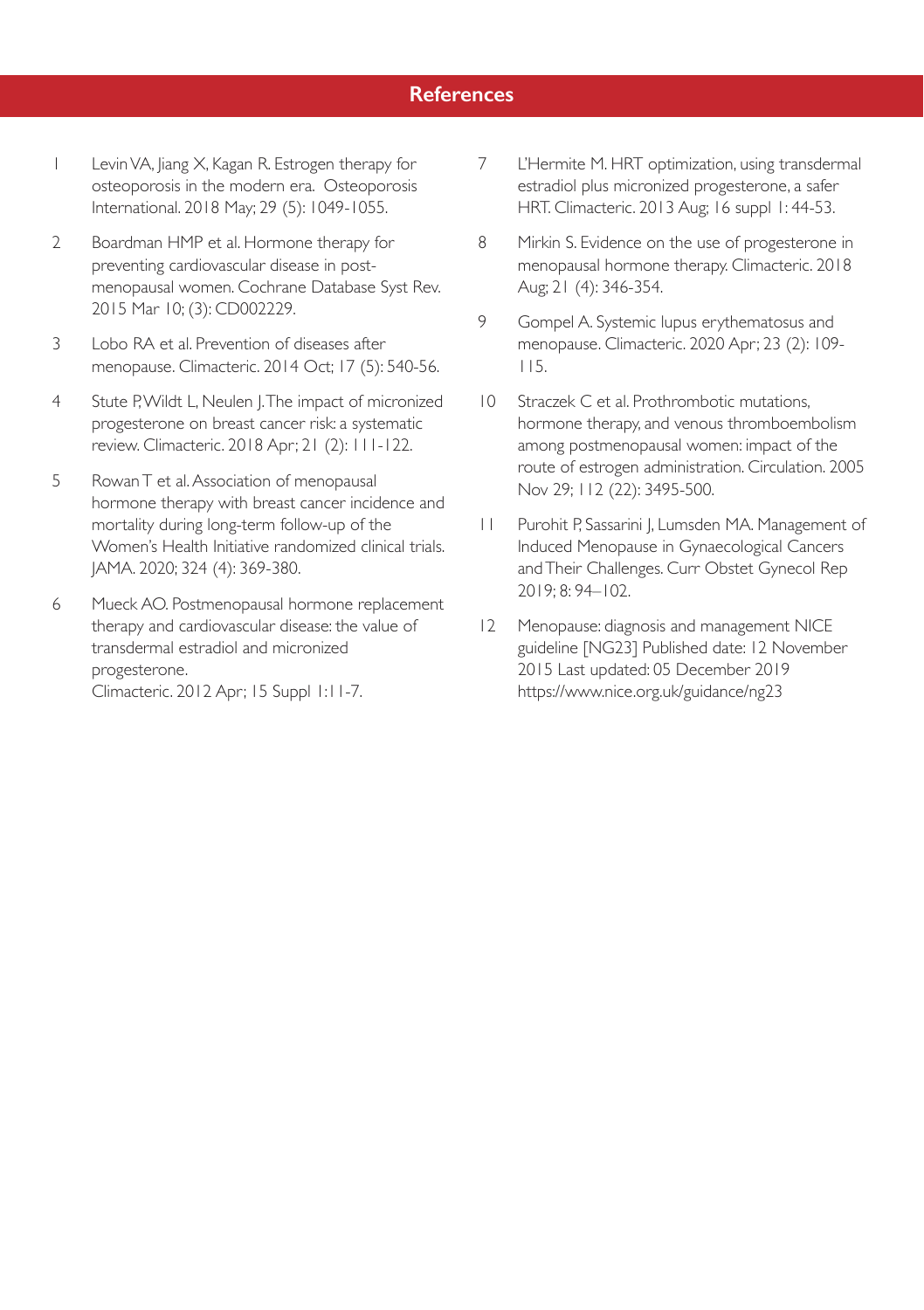## References

1. Levin VA, Jiang X, Kagan R. Estrogen therapy for osteoporosis in the modern era. Osteoporosis International. 2018 May; 29 (5): 1049-1055.
2. Boardman HMP et al. Hormone therapy for preventing cardiovascular disease in post-menopausal women. Cochrane Database Syst Rev. 2015 Mar 10; (3): CD002229.
3. Lobo RA et al. Prevention of diseases after menopause. Climacteric. 2014 Oct; 17 (5): 540-56.
4. Stute P, Wildt L, Neulen J. The impact of micronized progesterone on breast cancer risk: a systematic review. Climacteric. 2018 Apr; 21 (2): 111-122.
5. Rowan T et al. Association of menopausal hormone therapy with breast cancer incidence and mortality during long-term follow-up of the Women's Health Initiative randomized clinical trials. JAMA. 2020; 324 (4): 369-380.
6. Mueck AO. Postmenopausal hormone replacement therapy and cardiovascular disease: the value of transdermal estradiol and micronized progesterone. Climacteric. 2012 Apr; 15 Suppl 1:11-7.
7. L'Hermite M. HRT optimization, using transdermal estradiol plus micronized progesterone, a safer HRT. Climacteric. 2013 Aug; 16 suppl 1: 44-53.
8. Mirkin S. Evidence on the use of progesterone in menopausal hormone therapy. Climacteric. 2018 Aug; 21 (4): 346-354.
9. Gompel A. Systemic lupus erythematosus and menopause. Climacteric. 2020 Apr; 23 (2): 109-115.
10. Straczek C et al. Prothrombotic mutations, hormone therapy, and venous thromboembolism among postmenopausal women: impact of the route of estrogen administration. Circulation. 2005 Nov 29; 112 (22): 3495-500.
11. Purohit P, Sassarini J, Lumsden MA. Management of Induced Menopause in Gynaecological Cancers and Their Challenges. Curr Obstet Gynecol Rep 2019; 8: 94–102.
12. Menopause: diagnosis and management NICE guideline [NG23] Published date: 12 November 2015 Last updated: 05 December 2019 https://www.nice.org.uk/guidance/ng23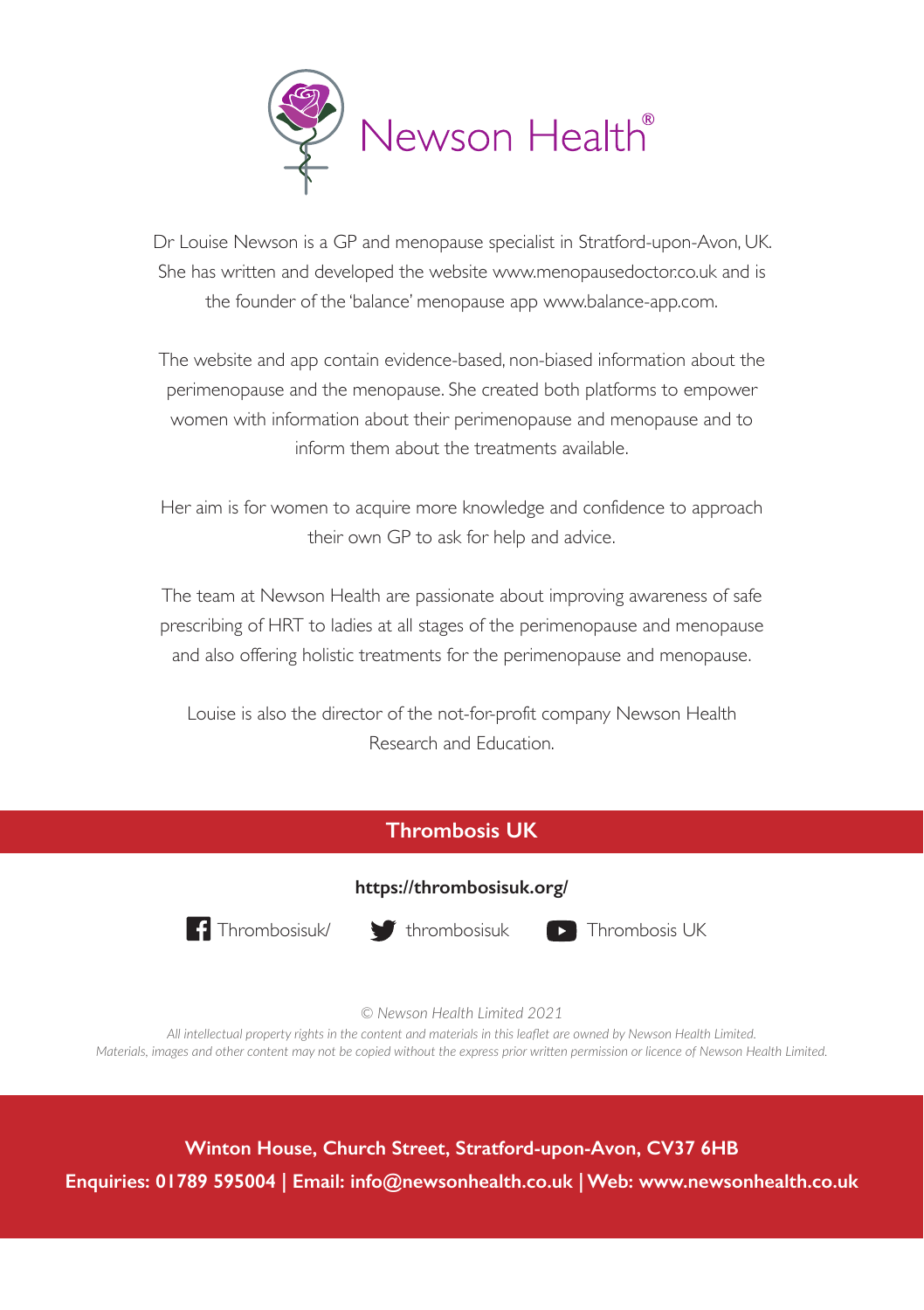Newson Health®

Dr Louise Newson is a GP and menopause specialist in Stratford-upon-Avon, UK. She has written and developed the website www.menopausedoctor.co.uk and is the founder of the 'balance' menopause app www.balance-app.com.

The website and app contain evidence-based, non-biased information about the perimenopause and the menopause. She created both platforms to empower women with information about their perimenopause and menopause and to inform them about the treatments available.

Her aim is for women to acquire more knowledge and confidence to approach their own GP to ask for help and advice.

The team at Newson Health are passionate about improving awareness of safe prescribing of HRT to ladies at all stages of the perimenopause and menopause and also offering holistic treatments for the perimenopause and menopause.

Louise is also the director of the not-for-profit company Newson Health Research and Education.

## Thrombosis UK

**https://thrombosisuk.org/**

Thrombosisuk/ | thrombosisuk | Thrombosis UK

*© Newson Health Limited 2021*

*All intellectual property rights in the content and materials in this leaflet are owned by Newson Health Limited. Materials, images and other content may not be copied without the express prior written permission or licence of Newson Health Limited.*

**Winton House, Church Street, Stratford-upon-Avon, CV37 6HB**

**Enquiries: 01789 595004 | Email: info@newsonhealth.co.uk | Web: www.newsonhealth.co.uk**